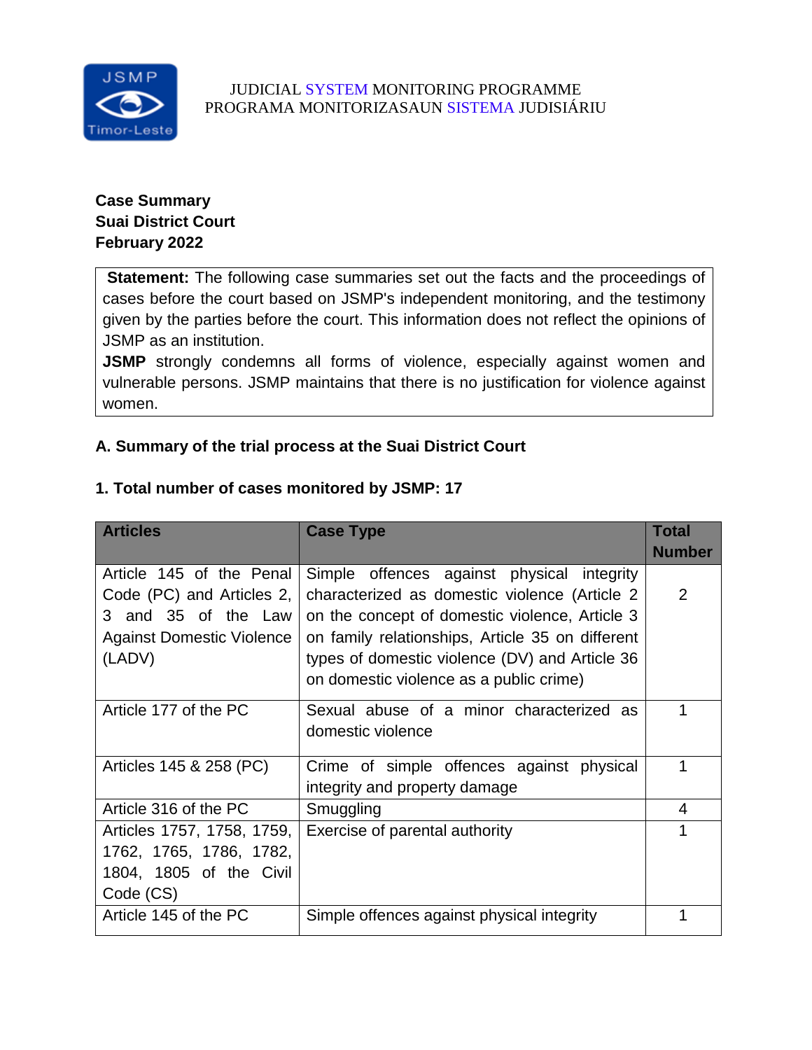JUDICIAL SYSTEM MONITORING PROGRAMME
PROGRAMA MONITORIZASAUN SISTEMA JUDISIÁRIU

**Case Summary**
**Suai District Court**
**February 2022**

**Statement:** The following case summaries set out the facts and the proceedings of cases before the court based on JSMP's independent monitoring, and the testimony given by the parties before the court. This information does not reflect the opinions of JSMP as an institution.

**JSMP** strongly condemns all forms of violence, especially against women and vulnerable persons. JSMP maintains that there is no justification for violence against women.

## A. Summary of the trial process at the Suai District Court

### 1. Total number of cases monitored by JSMP: 17

| Articles | Case Type | Total Number |
|---|---|---|
| Article 145 of the Penal Code (PC) and Articles 2, 3 and 35 of the Law Against Domestic Violence (LADV) | Simple offences against physical integrity characterized as domestic violence (Article 2 on the concept of domestic violence, Article 3 on family relationships, Article 35 on different types of domestic violence (DV) and Article 36 on domestic violence as a public crime) | 2 |
| Article 177 of the PC | Sexual abuse of a minor characterized as domestic violence | 1 |
| Articles 145 & 258 (PC) | Crime of simple offences against physical integrity and property damage | 1 |
| Article 316 of the PC | Smuggling | 4 |
| Articles 1757, 1758, 1759, 1762, 1765, 1786, 1782, 1804, 1805 of the Civil Code (CS) | Exercise of parental authority | 1 |
| Article 145 of the PC | Simple offences against physical integrity | 1 |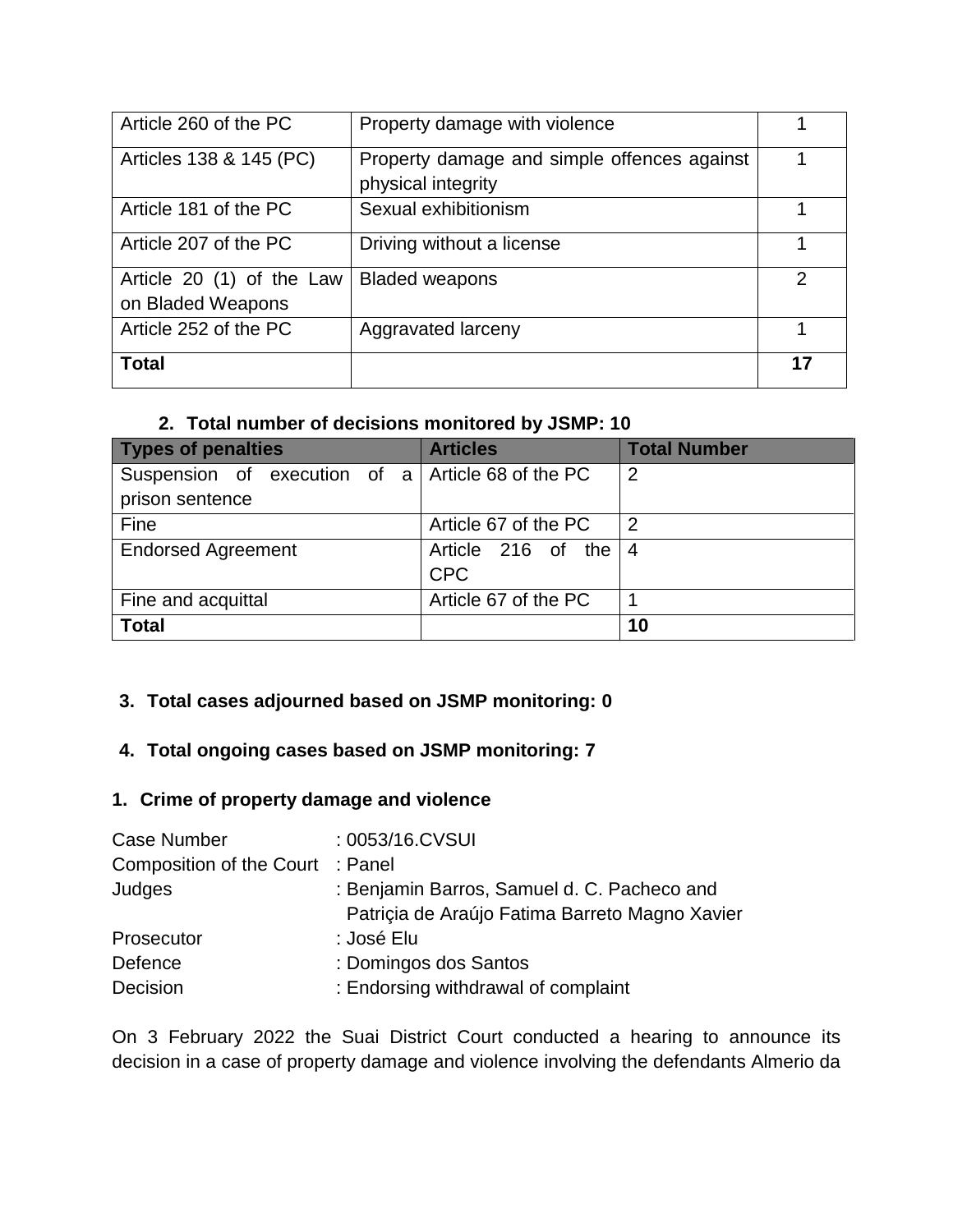| Article 260 of the PC | Property damage with violence | 1 |
|---|---|---|
| Articles 138 & 145 (PC) | Property damage and simple offences against physical integrity | 1 |
| Article 181 of the PC | Sexual exhibitionism | 1 |
| Article 207 of the PC | Driving without a license | 1 |
| Article 20 (1) of the Law on Bladed Weapons | Bladed weapons | 2 |
| Article 252 of the PC | Aggravated larceny | 1 |
| **Total** | | **17** |

2. **Total number of decisions monitored by JSMP: 10**

| Types of penalties | Articles | Total Number |
|---|---|---|
| Suspension of execution of a prison sentence | Article 68 of the PC | 2 |
| Fine | Article 67 of the PC | 2 |
| Endorsed Agreement | Article 216 of the CPC | 4 |
| Fine and acquittal | Article 67 of the PC | 1 |
| **Total** | | **10** |

3. **Total cases adjourned based on JSMP monitoring: 0**

4. **Total ongoing cases based on JSMP monitoring: 7**

## 1. Crime of property damage and violence

Case Number : 0053/16.CVSUI
Composition of the Court : Panel
Judges : Benjamin Barros, Samuel d. C. Pacheco and Patriçia de Araújo Fatima Barreto Magno Xavier
Prosecutor : José Elu
Defence : Domingos dos Santos
Decision : Endorsing withdrawal of complaint

On 3 February 2022 the Suai District Court conducted a hearing to announce its decision in a case of property damage and violence involving the defendants Almerio da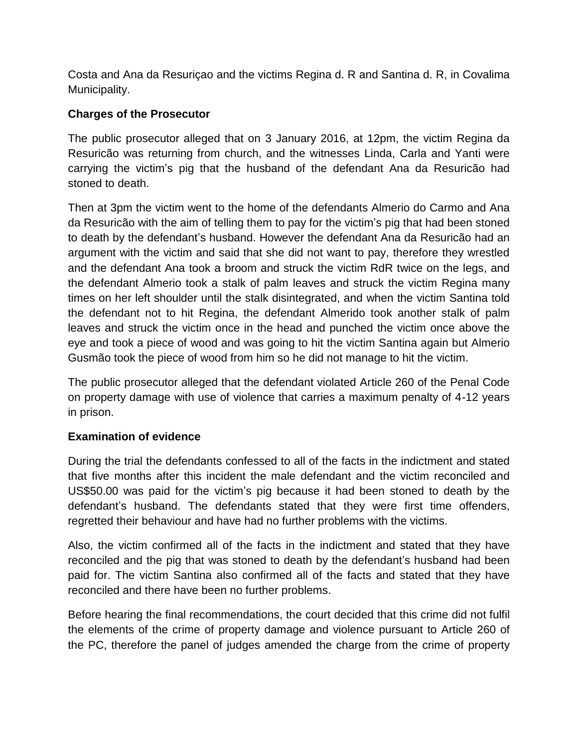Costa and Ana da Resuriçao and the victims Regina d. R and Santina d. R, in Covalima Municipality.

**Charges of the Prosecutor**

The public prosecutor alleged that on 3 January 2016, at 12pm, the victim Regina da Resuricão was returning from church, and the witnesses Linda, Carla and Yanti were carrying the victim's pig that the husband of the defendant Ana da Resuricão had stoned to death.

Then at 3pm the victim went to the home of the defendants Almerio do Carmo and Ana da Resuricão with the aim of telling them to pay for the victim's pig that had been stoned to death by the defendant's husband. However the defendant Ana da Resuricão had an argument with the victim and said that she did not want to pay, therefore they wrestled and the defendant Ana took a broom and struck the victim RdR twice on the legs, and the defendant Almerio took a stalk of palm leaves and struck the victim Regina many times on her left shoulder until the stalk disintegrated, and when the victim Santina told the defendant not to hit Regina, the defendant Almerido took another stalk of palm leaves and struck the victim once in the head and punched the victim once above the eye and took a piece of wood and was going to hit the victim Santina again but Almerio Gusmão took the piece of wood from him so he did not manage to hit the victim.

The public prosecutor alleged that the defendant violated Article 260 of the Penal Code on property damage with use of violence that carries a maximum penalty of 4-12 years in prison.

**Examination of evidence**

During the trial the defendants confessed to all of the facts in the indictment and stated that five months after this incident the male defendant and the victim reconciled and US$50.00 was paid for the victim's pig because it had been stoned to death by the defendant's husband. The defendants stated that they were first time offenders, regretted their behaviour and have had no further problems with the victims.

Also, the victim confirmed all of the facts in the indictment and stated that they have reconciled and the pig that was stoned to death by the defendant's husband had been paid for. The victim Santina also confirmed all of the facts and stated that they have reconciled and there have been no further problems.

Before hearing the final recommendations, the court decided that this crime did not fulfil the elements of the crime of property damage and violence pursuant to Article 260 of the PC, therefore the panel of judges amended the charge from the crime of property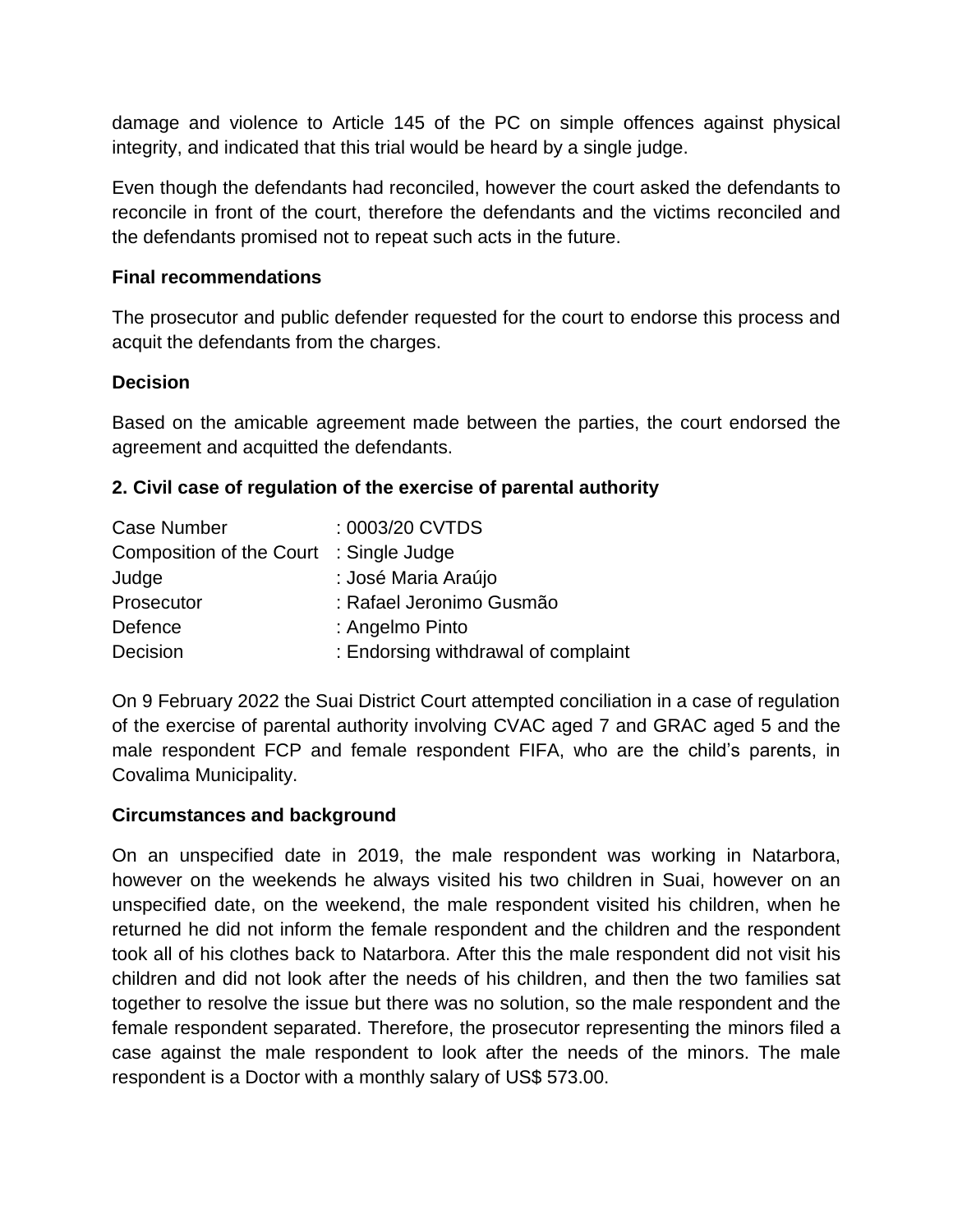damage and violence to Article 145 of the PC on simple offences against physical integrity, and indicated that this trial would be heard by a single judge.

Even though the defendants had reconciled, however the court asked the defendants to reconcile in front of the court, therefore the defendants and the victims reconciled and the defendants promised not to repeat such acts in the future.

**Final recommendations**

The prosecutor and public defender requested for the court to endorse this process and acquit the defendants from the charges.

**Decision**

Based on the amicable agreement made between the parties, the court endorsed the agreement and acquitted the defendants.

**2. Civil case of regulation of the exercise of parental authority**

| | |
|---|---|
| Case Number | : 0003/20 CVTDS |
| Composition of the Court | : Single Judge |
| Judge | : José Maria Araújo |
| Prosecutor | : Rafael Jeronimo Gusmão |
| Defence | : Angelmo Pinto |
| Decision | : Endorsing withdrawal of complaint |

On 9 February 2022 the Suai District Court attempted conciliation in a case of regulation of the exercise of parental authority involving CVAC aged 7 and GRAC aged 5 and the male respondent FCP and female respondent FIFA, who are the child's parents, in Covalima Municipality.

**Circumstances and background**

On an unspecified date in 2019, the male respondent was working in Natarbora, however on the weekends he always visited his two children in Suai, however on an unspecified date, on the weekend, the male respondent visited his children, when he returned he did not inform the female respondent and the children and the respondent took all of his clothes back to Natarbora. After this the male respondent did not visit his children and did not look after the needs of his children, and then the two families sat together to resolve the issue but there was no solution, so the male respondent and the female respondent separated. Therefore, the prosecutor representing the minors filed a case against the male respondent to look after the needs of the minors. The male respondent is a Doctor with a monthly salary of US$ 573.00.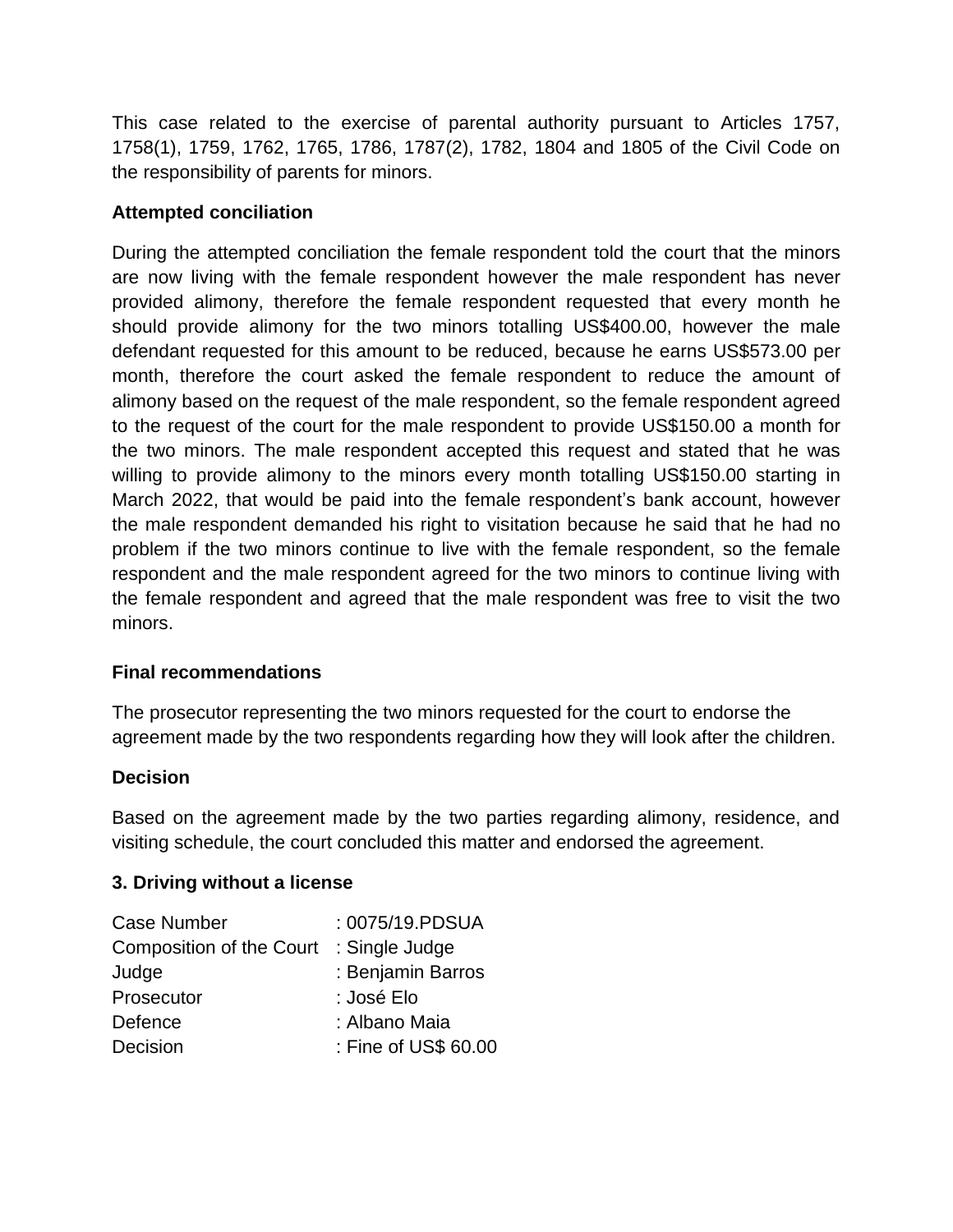This case related to the exercise of parental authority pursuant to Articles 1757, 1758(1), 1759, 1762, 1765, 1786, 1787(2), 1782, 1804 and 1805 of the Civil Code on the responsibility of parents for minors.

**Attempted conciliation**

During the attempted conciliation the female respondent told the court that the minors are now living with the female respondent however the male respondent has never provided alimony, therefore the female respondent requested that every month he should provide alimony for the two minors totalling US$400.00, however the male defendant requested for this amount to be reduced, because he earns US$573.00 per month, therefore the court asked the female respondent to reduce the amount of alimony based on the request of the male respondent, so the female respondent agreed to the request of the court for the male respondent to provide US$150.00 a month for the two minors. The male respondent accepted this request and stated that he was willing to provide alimony to the minors every month totalling US$150.00 starting in March 2022, that would be paid into the female respondent's bank account, however the male respondent demanded his right to visitation because he said that he had no problem if the two minors continue to live with the female respondent, so the female respondent and the male respondent agreed for the two minors to continue living with the female respondent and agreed that the male respondent was free to visit the two minors.

**Final recommendations**

The prosecutor representing the two minors requested for the court to endorse the agreement made by the two respondents regarding how they will look after the children.

**Decision**

Based on the agreement made by the two parties regarding alimony, residence, and visiting schedule, the court concluded this matter and endorsed the agreement.

**3. Driving without a license**

| | |
|---|---|
| Case Number | : 0075/19.PDSUA |
| Composition of the Court | : Single Judge |
| Judge | : Benjamin Barros |
| Prosecutor | : José Elo |
| Defence | : Albano Maia |
| Decision | : Fine of US$ 60.00 |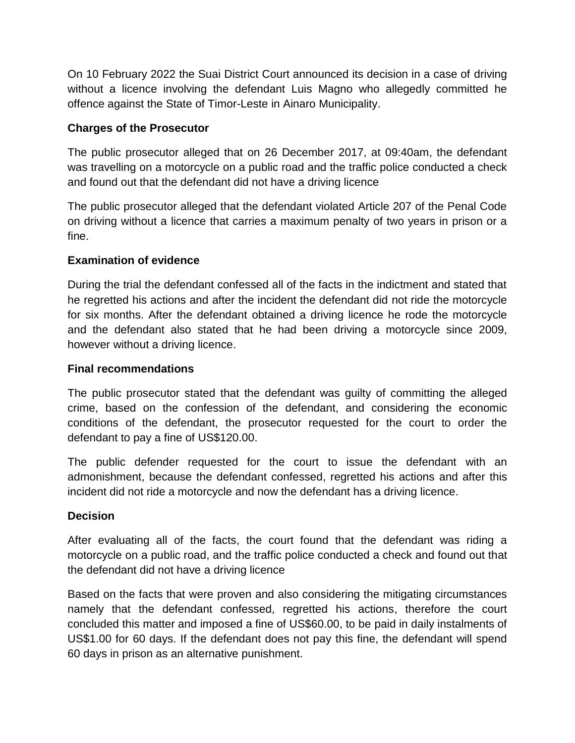On 10 February 2022 the Suai District Court announced its decision in a case of driving without a licence involving the defendant Luis Magno who allegedly committed he offence against the State of Timor-Leste in Ainaro Municipality.

**Charges of the Prosecutor**

The public prosecutor alleged that on 26 December 2017, at 09:40am, the defendant was travelling on a motorcycle on a public road and the traffic police conducted a check and found out that the defendant did not have a driving licence

The public prosecutor alleged that the defendant violated Article 207 of the Penal Code on driving without a licence that carries a maximum penalty of two years in prison or a fine.

**Examination of evidence**

During the trial the defendant confessed all of the facts in the indictment and stated that he regretted his actions and after the incident the defendant did not ride the motorcycle for six months. After the defendant obtained a driving licence he rode the motorcycle and the defendant also stated that he had been driving a motorcycle since 2009, however without a driving licence.

**Final recommendations**

The public prosecutor stated that the defendant was guilty of committing the alleged crime, based on the confession of the defendant, and considering the economic conditions of the defendant, the prosecutor requested for the court to order the defendant to pay a fine of US$120.00.

The public defender requested for the court to issue the defendant with an admonishment, because the defendant confessed, regretted his actions and after this incident did not ride a motorcycle and now the defendant has a driving licence.

**Decision**

After evaluating all of the facts, the court found that the defendant was riding a motorcycle on a public road, and the traffic police conducted a check and found out that the defendant did not have a driving licence

Based on the facts that were proven and also considering the mitigating circumstances namely that the defendant confessed, regretted his actions, therefore the court concluded this matter and imposed a fine of US$60.00, to be paid in daily instalments of US$1.00 for 60 days. If the defendant does not pay this fine, the defendant will spend 60 days in prison as an alternative punishment.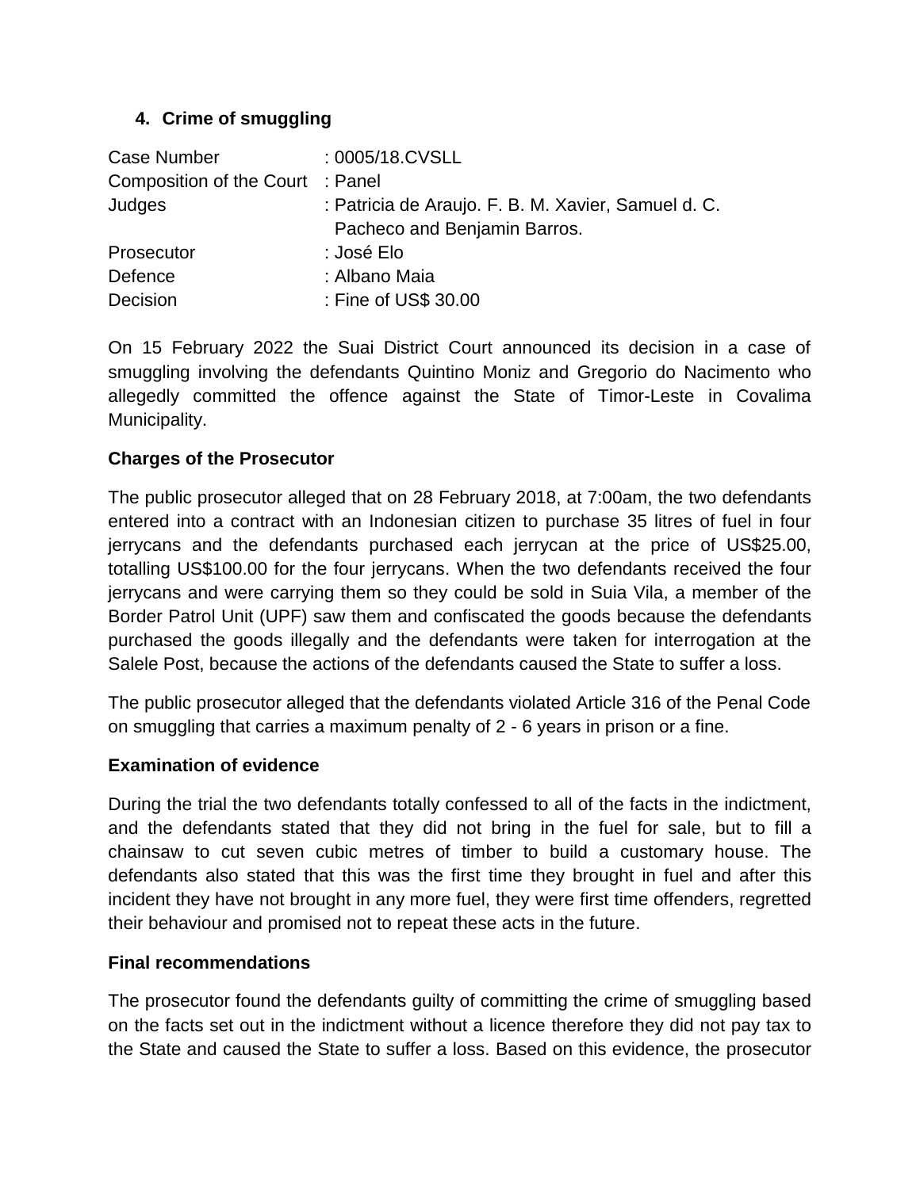### 4. Crime of smuggling

| | |
|---|---|
| Case Number | : 0005/18.CVSLL |
| Composition of the Court | : Panel |
| Judges | : Patricia de Araujo. F. B. M. Xavier, Samuel d. C. Pacheco and Benjamin Barros. |
| Prosecutor | : José Elo |
| Defence | : Albano Maia |
| Decision | : Fine of US$ 30.00 |

On 15 February 2022 the Suai District Court announced its decision in a case of smuggling involving the defendants Quintino Moniz and Gregorio do Nacimento who allegedly committed the offence against the State of Timor-Leste in Covalima Municipality.

**Charges of the Prosecutor**

The public prosecutor alleged that on 28 February 2018, at 7:00am, the two defendants entered into a contract with an Indonesian citizen to purchase 35 litres of fuel in four jerrycans and the defendants purchased each jerrycan at the price of US$25.00, totalling US$100.00 for the four jerrycans. When the two defendants received the four jerrycans and were carrying them so they could be sold in Suia Vila, a member of the Border Patrol Unit (UPF) saw them and confiscated the goods because the defendants purchased the goods illegally and the defendants were taken for interrogation at the Salele Post, because the actions of the defendants caused the State to suffer a loss.

The public prosecutor alleged that the defendants violated Article 316 of the Penal Code on smuggling that carries a maximum penalty of 2 - 6 years in prison or a fine.

**Examination of evidence**

During the trial the two defendants totally confessed to all of the facts in the indictment, and the defendants stated that they did not bring in the fuel for sale, but to fill a chainsaw to cut seven cubic metres of timber to build a customary house. The defendants also stated that this was the first time they brought in fuel and after this incident they have not brought in any more fuel, they were first time offenders, regretted their behaviour and promised not to repeat these acts in the future.

**Final recommendations**

The prosecutor found the defendants guilty of committing the crime of smuggling based on the facts set out in the indictment without a licence therefore they did not pay tax to the State and caused the State to suffer a loss. Based on this evidence, the prosecutor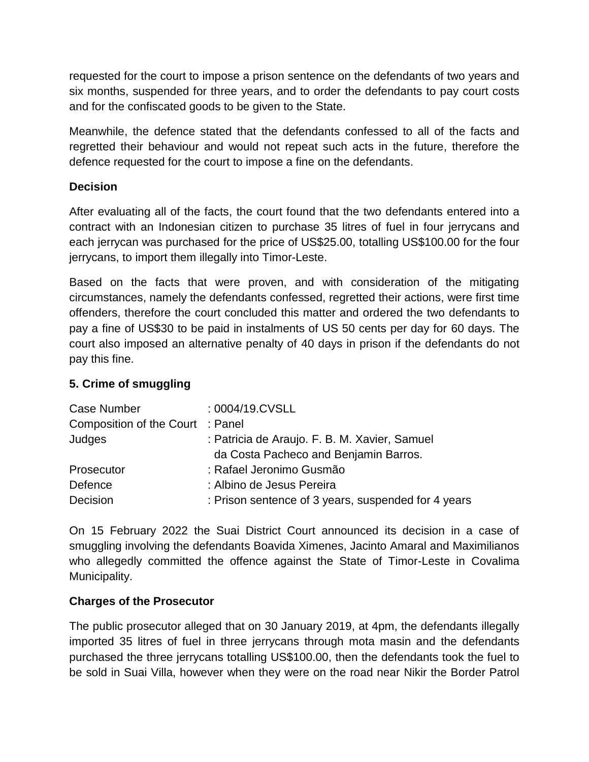requested for the court to impose a prison sentence on the defendants of two years and six months, suspended for three years, and to order the defendants to pay court costs and for the confiscated goods to be given to the State.

Meanwhile, the defence stated that the defendants confessed to all of the facts and regretted their behaviour and would not repeat such acts in the future, therefore the defence requested for the court to impose a fine on the defendants.

**Decision**

After evaluating all of the facts, the court found that the two defendants entered into a contract with an Indonesian citizen to purchase 35 litres of fuel in four jerrycans and each jerrycan was purchased for the price of US$25.00, totalling US$100.00 for the four jerrycans, to import them illegally into Timor-Leste.

Based on the facts that were proven, and with consideration of the mitigating circumstances, namely the defendants confessed, regretted their actions, were first time offenders, therefore the court concluded this matter and ordered the two defendants to pay a fine of US$30 to be paid in instalments of US 50 cents per day for 60 days. The court also imposed an alternative penalty of 40 days in prison if the defendants do not pay this fine.

**5. Crime of smuggling**

| | |
|---|---|
| Case Number | : 0004/19.CVSLL |
| Composition of the Court | : Panel |
| Judges | : Patricia de Araujo. F. B. M. Xavier, Samuel da Costa Pacheco and Benjamin Barros. |
| Prosecutor | : Rafael Jeronimo Gusmão |
| Defence | : Albino de Jesus Pereira |
| Decision | : Prison sentence of 3 years, suspended for 4 years |

On 15 February 2022 the Suai District Court announced its decision in a case of smuggling involving the defendants Boavida Ximenes, Jacinto Amaral and Maximilianos who allegedly committed the offence against the State of Timor-Leste in Covalima Municipality.

**Charges of the Prosecutor**

The public prosecutor alleged that on 30 January 2019, at 4pm, the defendants illegally imported 35 litres of fuel in three jerrycans through mota masin and the defendants purchased the three jerrycans totalling US$100.00, then the defendants took the fuel to be sold in Suai Villa, however when they were on the road near Nikir the Border Patrol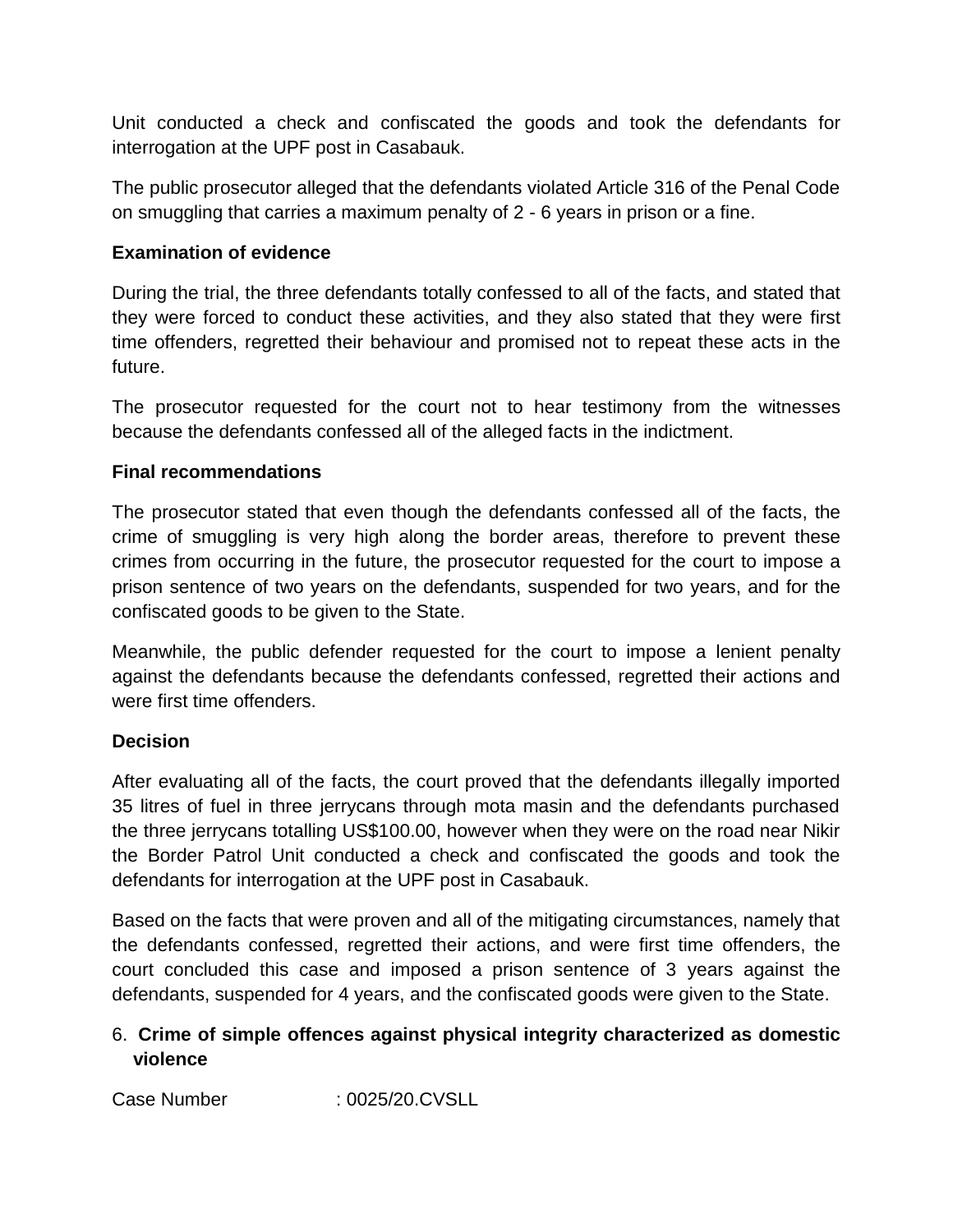Unit conducted a check and confiscated the goods and took the defendants for interrogation at the UPF post in Casabauk.

The public prosecutor alleged that the defendants violated Article 316 of the Penal Code on smuggling that carries a maximum penalty of 2 - 6 years in prison or a fine.

**Examination of evidence**

During the trial, the three defendants totally confessed to all of the facts, and stated that they were forced to conduct these activities, and they also stated that they were first time offenders, regretted their behaviour and promised not to repeat these acts in the future.

The prosecutor requested for the court not to hear testimony from the witnesses because the defendants confessed all of the alleged facts in the indictment.

**Final recommendations**

The prosecutor stated that even though the defendants confessed all of the facts, the crime of smuggling is very high along the border areas, therefore to prevent these crimes from occurring in the future, the prosecutor requested for the court to impose a prison sentence of two years on the defendants, suspended for two years, and for the confiscated goods to be given to the State.

Meanwhile, the public defender requested for the court to impose a lenient penalty against the defendants because the defendants confessed, regretted their actions and were first time offenders.

**Decision**

After evaluating all of the facts, the court proved that the defendants illegally imported 35 litres of fuel in three jerrycans through mota masin and the defendants purchased the three jerrycans totalling US$100.00, however when they were on the road near Nikir the Border Patrol Unit conducted a check and confiscated the goods and took the defendants for interrogation at the UPF post in Casabauk.

Based on the facts that were proven and all of the mitigating circumstances, namely that the defendants confessed, regretted their actions, and were first time offenders, the court concluded this case and imposed a prison sentence of 3 years against the defendants, suspended for 4 years, and the confiscated goods were given to the State.

6. **Crime of simple offences against physical integrity characterized as domestic violence**

Case Number : 0025/20.CVSLL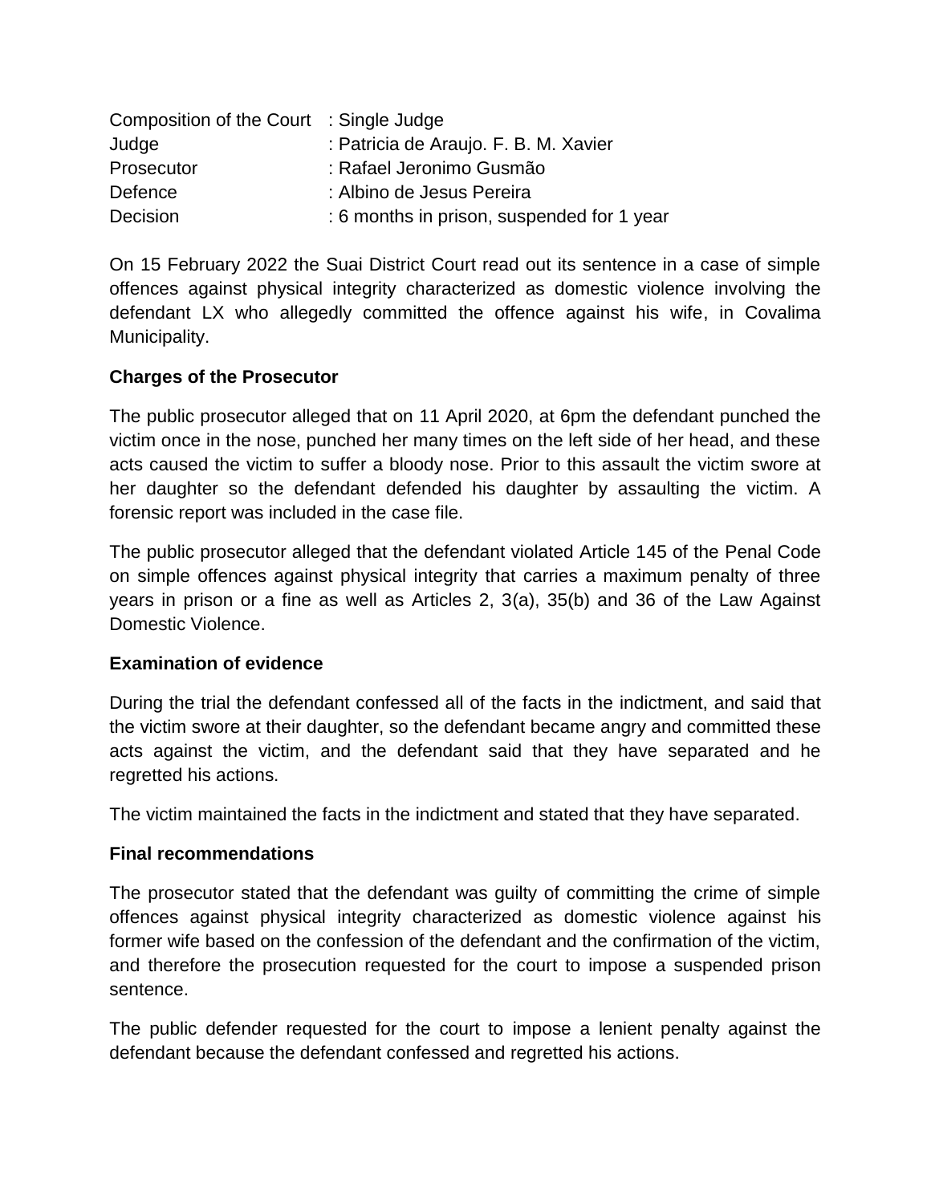| | |
|---|---|
| Composition of the Court | : Single Judge |
| Judge | : Patricia de Araujo. F. B. M. Xavier |
| Prosecutor | : Rafael Jeronimo Gusmão |
| Defence | : Albino de Jesus Pereira |
| Decision | : 6 months in prison, suspended for 1 year |

On 15 February 2022 the Suai District Court read out its sentence in a case of simple offences against physical integrity characterized as domestic violence involving the defendant LX who allegedly committed the offence against his wife, in Covalima Municipality.

**Charges of the Prosecutor**

The public prosecutor alleged that on 11 April 2020, at 6pm the defendant punched the victim once in the nose, punched her many times on the left side of her head, and these acts caused the victim to suffer a bloody nose. Prior to this assault the victim swore at her daughter so the defendant defended his daughter by assaulting the victim. A forensic report was included in the case file.

The public prosecutor alleged that the defendant violated Article 145 of the Penal Code on simple offences against physical integrity that carries a maximum penalty of three years in prison or a fine as well as Articles 2, 3(a), 35(b) and 36 of the Law Against Domestic Violence.

**Examination of evidence**

During the trial the defendant confessed all of the facts in the indictment, and said that the victim swore at their daughter, so the defendant became angry and committed these acts against the victim, and the defendant said that they have separated and he regretted his actions.

The victim maintained the facts in the indictment and stated that they have separated.

**Final recommendations**

The prosecutor stated that the defendant was guilty of committing the crime of simple offences against physical integrity characterized as domestic violence against his former wife based on the confession of the defendant and the confirmation of the victim, and therefore the prosecution requested for the court to impose a suspended prison sentence.

The public defender requested for the court to impose a lenient penalty against the defendant because the defendant confessed and regretted his actions.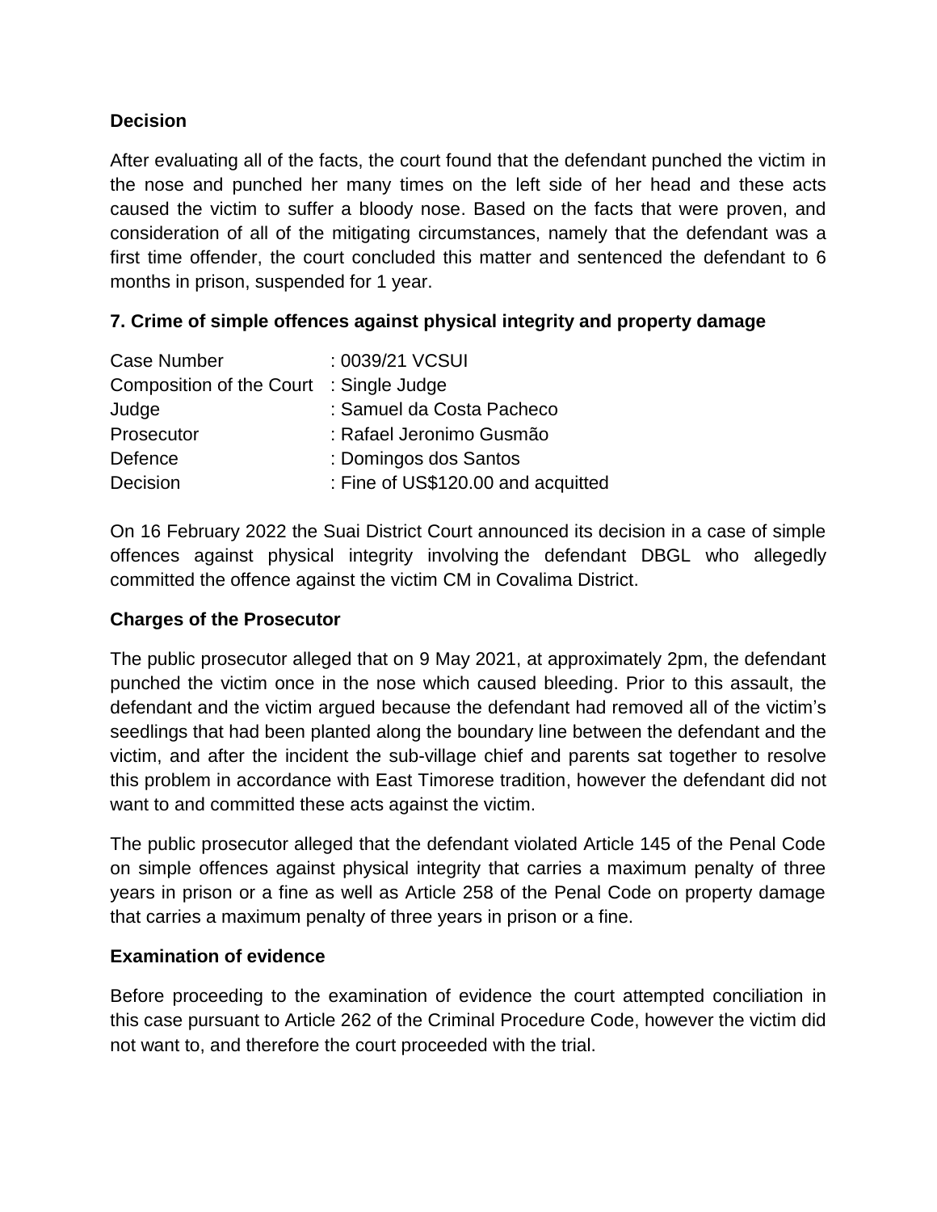**Decision**

After evaluating all of the facts, the court found that the defendant punched the victim in the nose and punched her many times on the left side of her head and these acts caused the victim to suffer a bloody nose. Based on the facts that were proven, and consideration of all of the mitigating circumstances, namely that the defendant was a first time offender, the court concluded this matter and sentenced the defendant to 6 months in prison, suspended for 1 year.

**7. Crime of simple offences against physical integrity and property damage**

| | |
|---|---|
| Case Number | : 0039/21 VCSUI |
| Composition of the Court | : Single Judge |
| Judge | : Samuel da Costa Pacheco |
| Prosecutor | : Rafael Jeronimo Gusmão |
| Defence | : Domingos dos Santos |
| Decision | : Fine of US$120.00 and acquitted |

On 16 February 2022 the Suai District Court announced its decision in a case of simple offences against physical integrity involving the defendant DBGL who allegedly committed the offence against the victim CM in Covalima District.

**Charges of the Prosecutor**

The public prosecutor alleged that on 9 May 2021, at approximately 2pm, the defendant punched the victim once in the nose which caused bleeding. Prior to this assault, the defendant and the victim argued because the defendant had removed all of the victim's seedlings that had been planted along the boundary line between the defendant and the victim, and after the incident the sub-village chief and parents sat together to resolve this problem in accordance with East Timorese tradition, however the defendant did not want to and committed these acts against the victim.

The public prosecutor alleged that the defendant violated Article 145 of the Penal Code on simple offences against physical integrity that carries a maximum penalty of three years in prison or a fine as well as Article 258 of the Penal Code on property damage that carries a maximum penalty of three years in prison or a fine.

**Examination of evidence**

Before proceeding to the examination of evidence the court attempted conciliation in this case pursuant to Article 262 of the Criminal Procedure Code, however the victim did not want to, and therefore the court proceeded with the trial.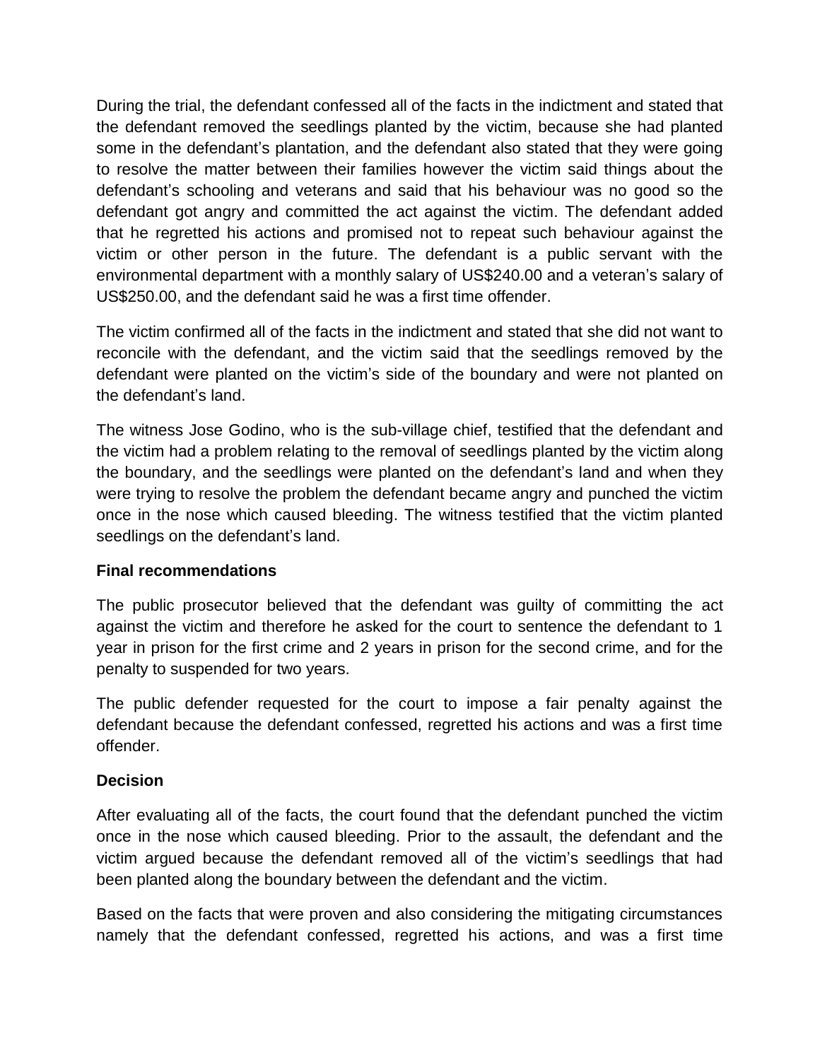During the trial, the defendant confessed all of the facts in the indictment and stated that the defendant removed the seedlings planted by the victim, because she had planted some in the defendant's plantation, and the defendant also stated that they were going to resolve the matter between their families however the victim said things about the defendant's schooling and veterans and said that his behaviour was no good so the defendant got angry and committed the act against the victim. The defendant added that he regretted his actions and promised not to repeat such behaviour against the victim or other person in the future. The defendant is a public servant with the environmental department with a monthly salary of US$240.00 and a veteran's salary of US$250.00, and the defendant said he was a first time offender.

The victim confirmed all of the facts in the indictment and stated that she did not want to reconcile with the defendant, and the victim said that the seedlings removed by the defendant were planted on the victim's side of the boundary and were not planted on the defendant's land.

The witness Jose Godino, who is the sub-village chief, testified that the defendant and the victim had a problem relating to the removal of seedlings planted by the victim along the boundary, and the seedlings were planted on the defendant's land and when they were trying to resolve the problem the defendant became angry and punched the victim once in the nose which caused bleeding. The witness testified that the victim planted seedlings on the defendant's land.

**Final recommendations**

The public prosecutor believed that the defendant was guilty of committing the act against the victim and therefore he asked for the court to sentence the defendant to 1 year in prison for the first crime and 2 years in prison for the second crime, and for the penalty to suspended for two years.

The public defender requested for the court to impose a fair penalty against the defendant because the defendant confessed, regretted his actions and was a first time offender.

**Decision**

After evaluating all of the facts, the court found that the defendant punched the victim once in the nose which caused bleeding. Prior to the assault, the defendant and the victim argued because the defendant removed all of the victim's seedlings that had been planted along the boundary between the defendant and the victim.

Based on the facts that were proven and also considering the mitigating circumstances namely that the defendant confessed, regretted his actions, and was a first time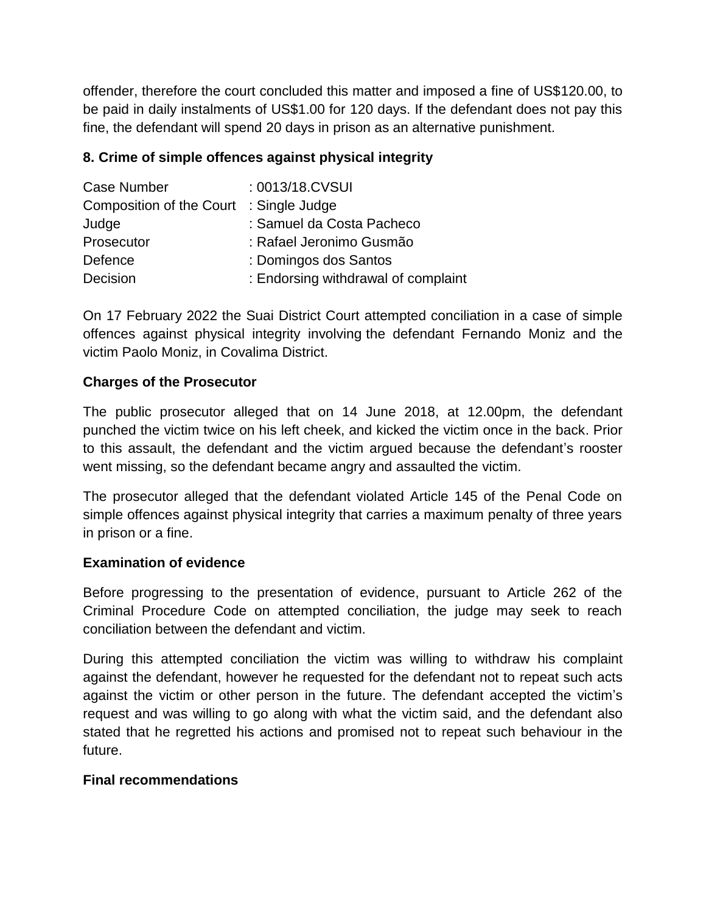offender, therefore the court concluded this matter and imposed a fine of US$120.00, to be paid in daily instalments of US$1.00 for 120 days. If the defendant does not pay this fine, the defendant will spend 20 days in prison as an alternative punishment.

### 8. Crime of simple offences against physical integrity

| | |
|---|---|
| Case Number | : 0013/18.CVSUI |
| Composition of the Court | : Single Judge |
| Judge | : Samuel da Costa Pacheco |
| Prosecutor | : Rafael Jeronimo Gusmão |
| Defence | : Domingos dos Santos |
| Decision | : Endorsing withdrawal of complaint |

On 17 February 2022 the Suai District Court attempted conciliation in a case of simple offences against physical integrity involving the defendant Fernando Moniz and the victim Paolo Moniz, in Covalima District.

**Charges of the Prosecutor**

The public prosecutor alleged that on 14 June 2018, at 12.00pm, the defendant punched the victim twice on his left cheek, and kicked the victim once in the back. Prior to this assault, the defendant and the victim argued because the defendant's rooster went missing, so the defendant became angry and assaulted the victim.

The prosecutor alleged that the defendant violated Article 145 of the Penal Code on simple offences against physical integrity that carries a maximum penalty of three years in prison or a fine.

**Examination of evidence**

Before progressing to the presentation of evidence, pursuant to Article 262 of the Criminal Procedure Code on attempted conciliation, the judge may seek to reach conciliation between the defendant and victim.

During this attempted conciliation the victim was willing to withdraw his complaint against the defendant, however he requested for the defendant not to repeat such acts against the victim or other person in the future. The defendant accepted the victim's request and was willing to go along with what the victim said, and the defendant also stated that he regretted his actions and promised not to repeat such behaviour in the future.

**Final recommendations**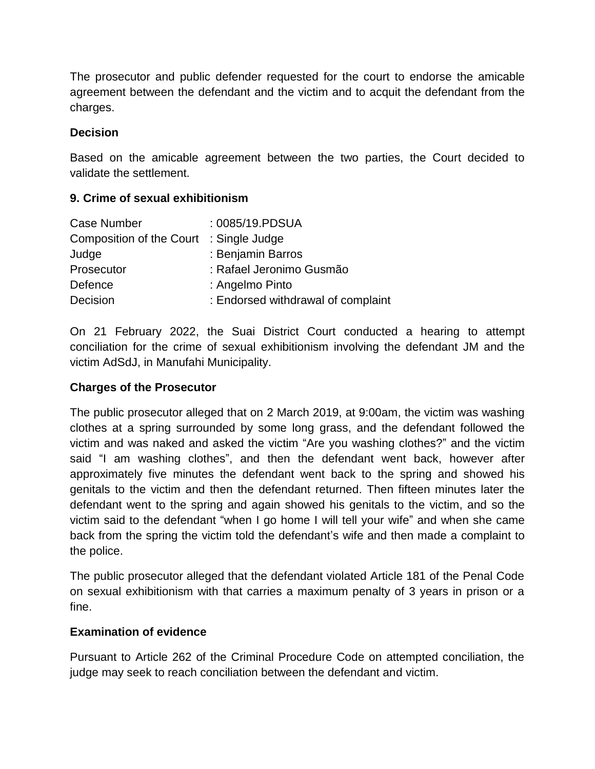The prosecutor and public defender requested for the court to endorse the amicable agreement between the defendant and the victim and to acquit the defendant from the charges.

**Decision**

Based on the amicable agreement between the two parties, the Court decided to validate the settlement.

**9. Crime of sexual exhibitionism**

| | |
|---|---|
| Case Number | : 0085/19.PDSUA |
| Composition of the Court | : Single Judge |
| Judge | : Benjamin Barros |
| Prosecutor | : Rafael Jeronimo Gusmão |
| Defence | : Angelmo Pinto |
| Decision | : Endorsed withdrawal of complaint |

On 21 February 2022, the Suai District Court conducted a hearing to attempt conciliation for the crime of sexual exhibitionism involving the defendant JM and the victim AdSdJ, in Manufahi Municipality.

**Charges of the Prosecutor**

The public prosecutor alleged that on 2 March 2019, at 9:00am, the victim was washing clothes at a spring surrounded by some long grass, and the defendant followed the victim and was naked and asked the victim "Are you washing clothes?" and the victim said "I am washing clothes", and then the defendant went back, however after approximately five minutes the defendant went back to the spring and showed his genitals to the victim and then the defendant returned. Then fifteen minutes later the defendant went to the spring and again showed his genitals to the victim, and so the victim said to the defendant "when I go home I will tell your wife" and when she came back from the spring the victim told the defendant's wife and then made a complaint to the police.

The public prosecutor alleged that the defendant violated Article 181 of the Penal Code on sexual exhibitionism with that carries a maximum penalty of 3 years in prison or a fine.

**Examination of evidence**

Pursuant to Article 262 of the Criminal Procedure Code on attempted conciliation, the judge may seek to reach conciliation between the defendant and victim.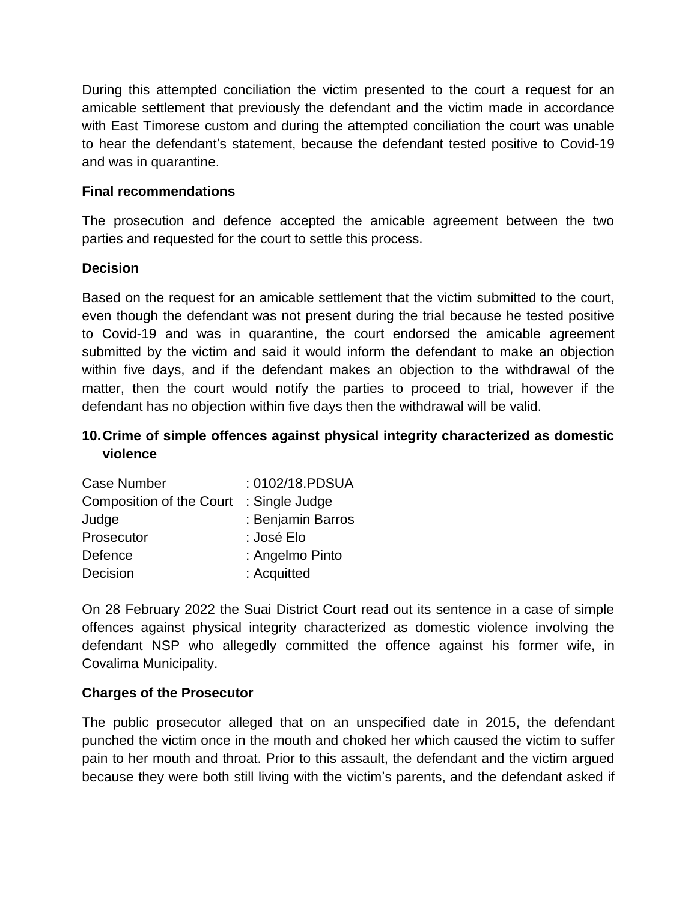During this attempted conciliation the victim presented to the court a request for an amicable settlement that previously the defendant and the victim made in accordance with East Timorese custom and during the attempted conciliation the court was unable to hear the defendant's statement, because the defendant tested positive to Covid-19 and was in quarantine.

**Final recommendations**

The prosecution and defence accepted the amicable agreement between the two parties and requested for the court to settle this process.

**Decision**

Based on the request for an amicable settlement that the victim submitted to the court, even though the defendant was not present during the trial because he tested positive to Covid-19 and was in quarantine, the court endorsed the amicable agreement submitted by the victim and said it would inform the defendant to make an objection within five days, and if the defendant makes an objection to the withdrawal of the matter, then the court would notify the parties to proceed to trial, however if the defendant has no objection within five days then the withdrawal will be valid.

## 10. Crime of simple offences against physical integrity characterized as domestic violence

| | |
|---|---|
| Case Number | : 0102/18.PDSUA |
| Composition of the Court | : Single Judge |
| Judge | : Benjamin Barros |
| Prosecutor | : José Elo |
| Defence | : Angelmo Pinto |
| Decision | : Acquitted |

On 28 February 2022 the Suai District Court read out its sentence in a case of simple offences against physical integrity characterized as domestic violence involving the defendant NSP who allegedly committed the offence against his former wife, in Covalima Municipality.

**Charges of the Prosecutor**

The public prosecutor alleged that on an unspecified date in 2015, the defendant punched the victim once in the mouth and choked her which caused the victim to suffer pain to her mouth and throat. Prior to this assault, the defendant and the victim argued because they were both still living with the victim's parents, and the defendant asked if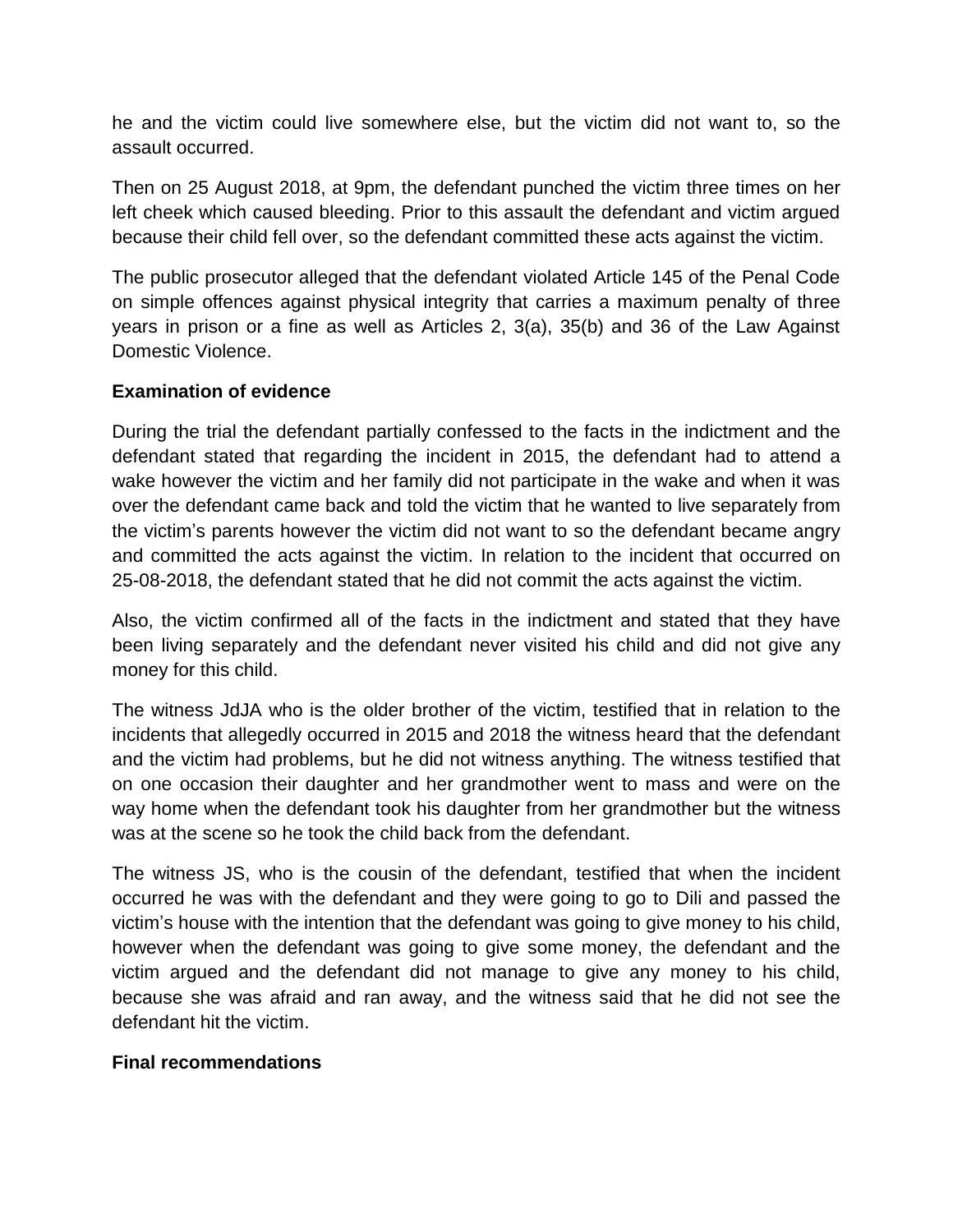he and the victim could live somewhere else, but the victim did not want to, so the assault occurred.

Then on 25 August 2018, at 9pm, the defendant punched the victim three times on her left cheek which caused bleeding. Prior to this assault the defendant and victim argued because their child fell over, so the defendant committed these acts against the victim.

The public prosecutor alleged that the defendant violated Article 145 of the Penal Code on simple offences against physical integrity that carries a maximum penalty of three years in prison or a fine as well as Articles 2, 3(a), 35(b) and 36 of the Law Against Domestic Violence.

**Examination of evidence**

During the trial the defendant partially confessed to the facts in the indictment and the defendant stated that regarding the incident in 2015, the defendant had to attend a wake however the victim and her family did not participate in the wake and when it was over the defendant came back and told the victim that he wanted to live separately from the victim's parents however the victim did not want to so the defendant became angry and committed the acts against the victim. In relation to the incident that occurred on 25-08-2018, the defendant stated that he did not commit the acts against the victim.

Also, the victim confirmed all of the facts in the indictment and stated that they have been living separately and the defendant never visited his child and did not give any money for this child.

The witness JdJA who is the older brother of the victim, testified that in relation to the incidents that allegedly occurred in 2015 and 2018 the witness heard that the defendant and the victim had problems, but he did not witness anything. The witness testified that on one occasion their daughter and her grandmother went to mass and were on the way home when the defendant took his daughter from her grandmother but the witness was at the scene so he took the child back from the defendant.

The witness JS, who is the cousin of the defendant, testified that when the incident occurred he was with the defendant and they were going to go to Dili and passed the victim's house with the intention that the defendant was going to give money to his child, however when the defendant was going to give some money, the defendant and the victim argued and the defendant did not manage to give any money to his child, because she was afraid and ran away, and the witness said that he did not see the defendant hit the victim.

**Final recommendations**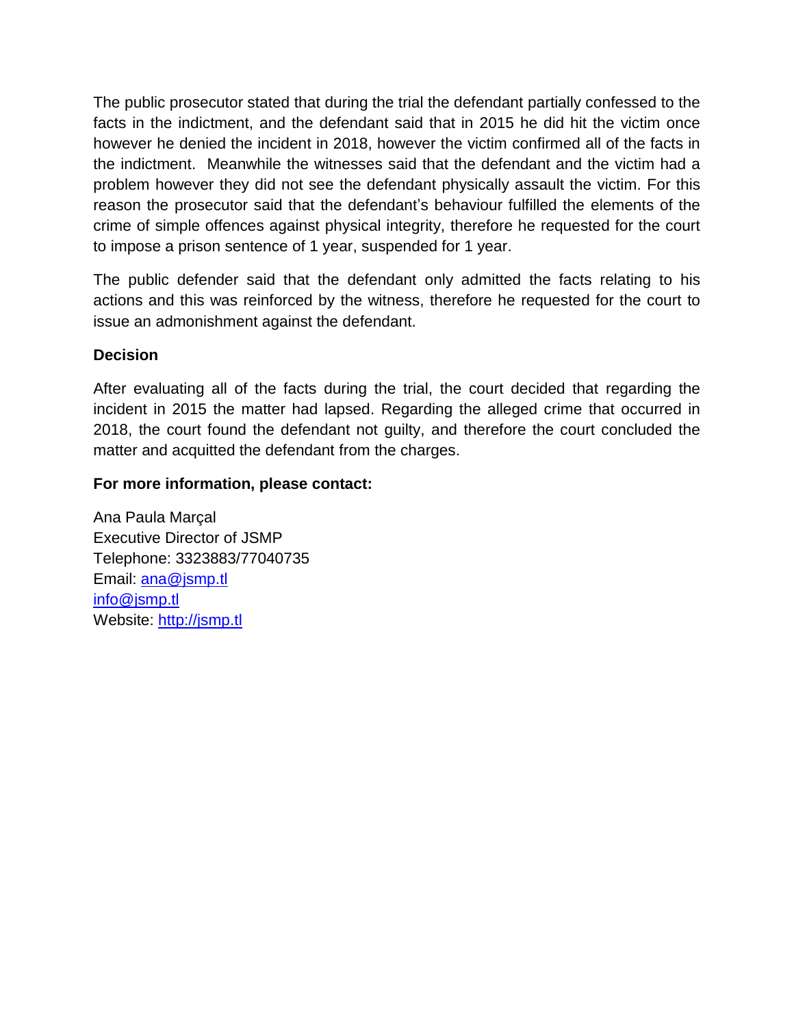The public prosecutor stated that during the trial the defendant partially confessed to the facts in the indictment, and the defendant said that in 2015 he did hit the victim once however he denied the incident in 2018, however the victim confirmed all of the facts in the indictment. Meanwhile the witnesses said that the defendant and the victim had a problem however they did not see the defendant physically assault the victim. For this reason the prosecutor said that the defendant's behaviour fulfilled the elements of the crime of simple offences against physical integrity, therefore he requested for the court to impose a prison sentence of 1 year, suspended for 1 year.

The public defender said that the defendant only admitted the facts relating to his actions and this was reinforced by the witness, therefore he requested for the court to issue an admonishment against the defendant.

**Decision**

After evaluating all of the facts during the trial, the court decided that regarding the incident in 2015 the matter had lapsed. Regarding the alleged crime that occurred in 2018, the court found the defendant not guilty, and therefore the court concluded the matter and acquitted the defendant from the charges.

**For more information, please contact:**

Ana Paula Marçal
Executive Director of JSMP
Telephone: 3323883/77040735
Email: ana@jsmp.tl
info@jsmp.tl
Website: http://jsmp.tl